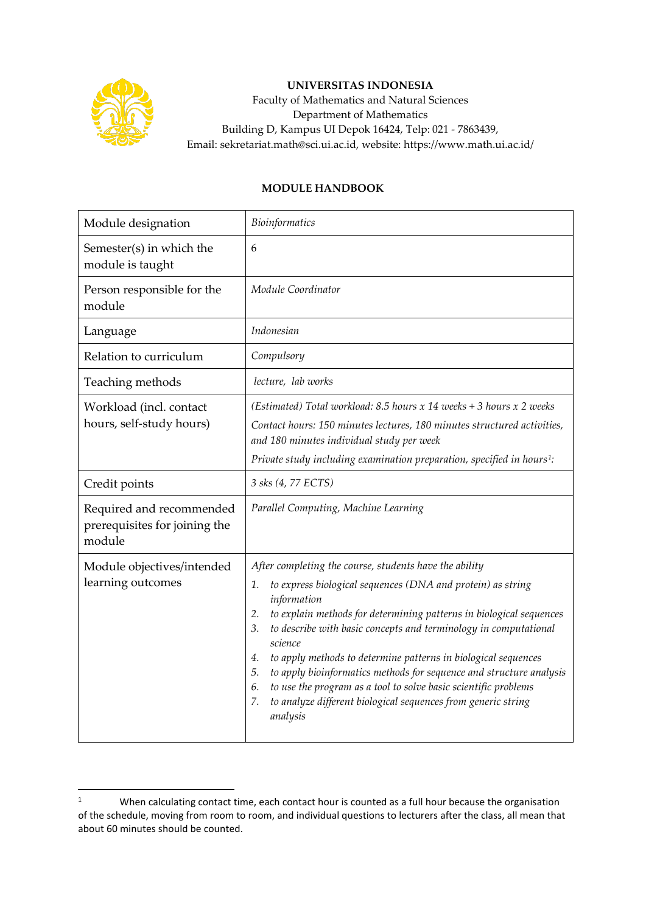**UNIVERSITAS INDONESIA**
Faculty of Mathematics and Natural Sciences
Department of Mathematics
Building D, Kampus UI Depok 16424, Telp: 021 - 7863439,
Email: sekretariat.math@sci.ui.ac.id, website: https://www.math.ui.ac.id/

# MODULE HANDBOOK

| | |
|---|---|
| Module designation | *Bioinformatics* |
| Semester(s) in which the module is taught | 6 |
| Person responsible for the module | *Module Coordinator* |
| Language | *Indonesian* |
| Relation to curriculum | *Compulsory* |
| Teaching methods | *lecture, lab works* |
| Workload (incl. contact hours, self-study hours) | *(Estimated) Total workload: 8.5 hours x 14 weeks + 3 hours x 2 weeks*<br>*Contact hours: 150 minutes lectures, 180 minutes structured activities, and 180 minutes individual study per week*<br>*Private study including examination preparation, specified in hours[1]:* |
| Credit points | *3 sks (4, 77 ECTS)* |
| Required and recommended prerequisites for joining the module | *Parallel Computing, Machine Learning* |
| Module objectives/intended learning outcomes | *After completing the course, students have the ability*<br>1. *to express biological sequences (DNA and protein) as string information*<br>2. *to explain methods for determining patterns in biological sequences*<br>3. *to describe with basic concepts and terminology in computational science*<br>4. *to apply methods to determine patterns in biological sequences*<br>5. *to apply bioinformatics methods for sequence and structure analysis*<br>6. *to use the program as a tool to solve basic scientific problems*<br>7. *to analyze different biological sequences from generic string analysis* |

[1] When calculating contact time, each contact hour is counted as a full hour because the organisation of the schedule, moving from room to room, and individual questions to lecturers after the class, all mean that about 60 minutes should be counted.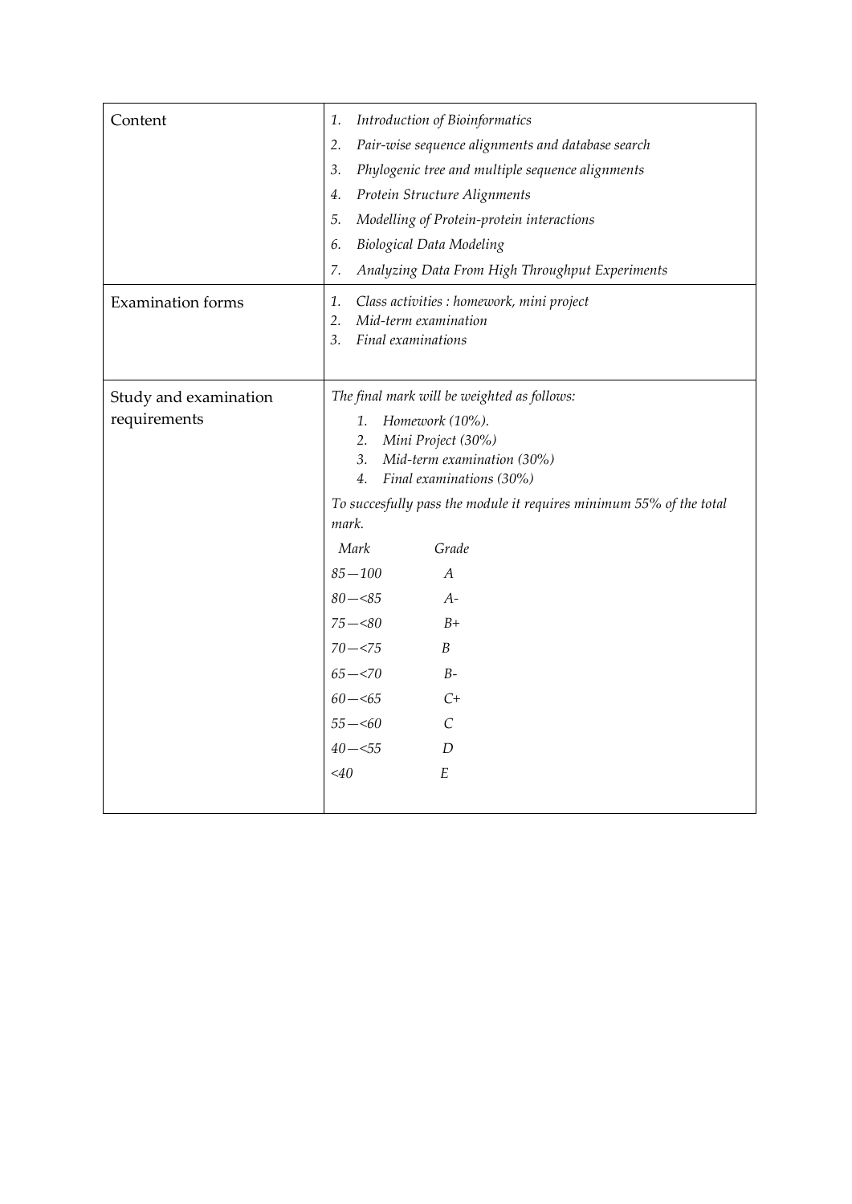| | |
|---|---|
| Content | 1. *Introduction of Bioinformatics*<br>2. *Pair-wise sequence alignments and database search*<br>3. *Phylogenic tree and multiple sequence alignments*<br>4. *Protein Structure Alignments*<br>5. *Modelling of Protein-protein interactions*<br>6. *Biological Data Modeling*<br>7. *Analyzing Data From High Throughput Experiments* |
| Examination forms | 1. *Class activities : homework, mini project*<br>2. *Mid-term examination*<br>3. *Final examinations* |
| Study and examination requirements | *The final mark will be weighted as follows:*<br>1. *Homework (10%).*<br>2. *Mini Project (30%)*<br>3. *Mid-term examination (30%)*<br>4. *Final examinations (30%)*<br><br>*To succesfully pass the module it requires minimum 55% of the total mark.*<br><br>*Mark — Grade*<br>*85—100 — A*<br>*80—<85 — A-*<br>*75—<80 — B+*<br>*70—<75 — B*<br>*65—<70 — B-*<br>*60—<65 — C+*<br>*55—<60 — C*<br>*40—<55 — D*<br>*<40 — E* |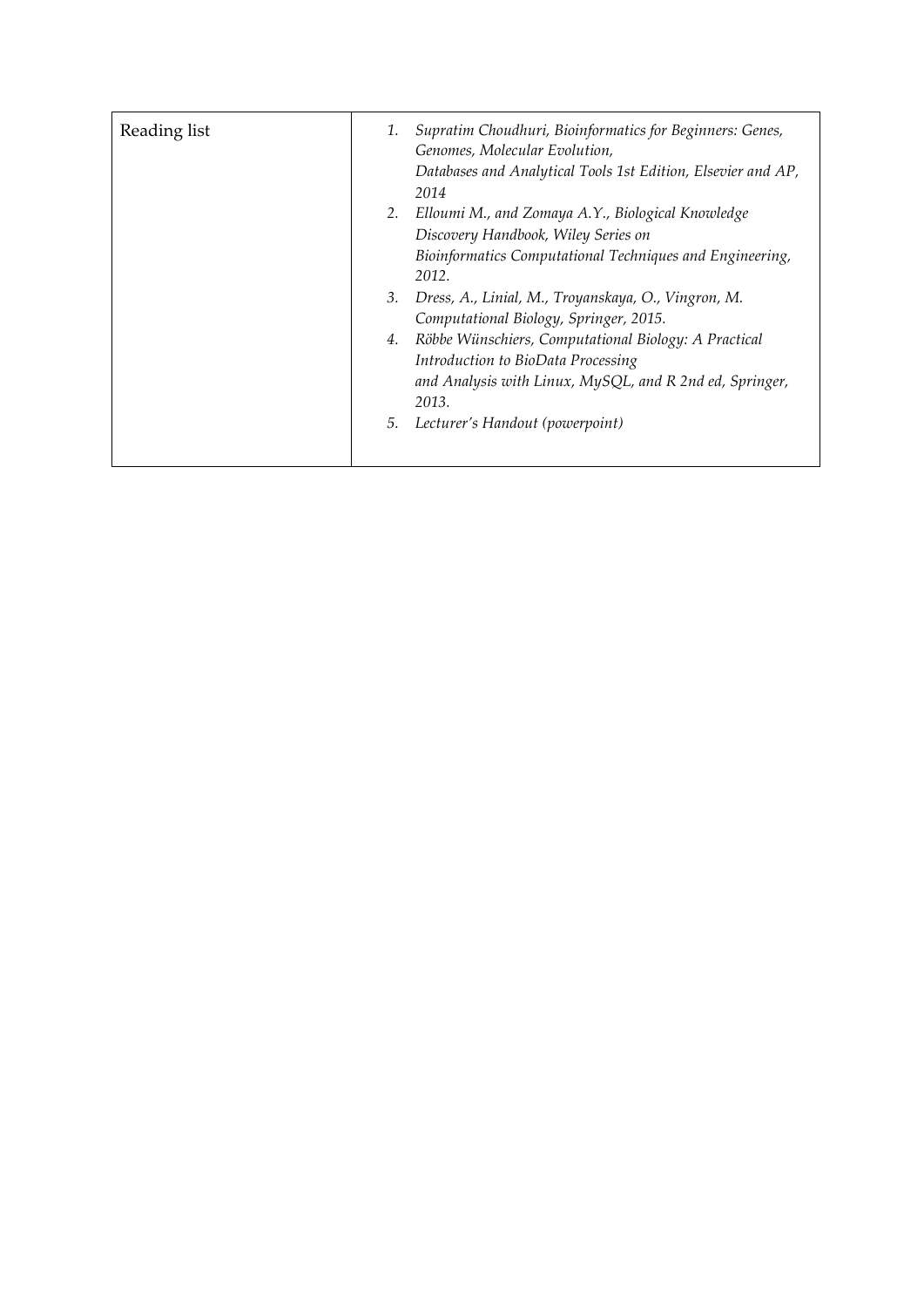| | |
|---|---|
| Reading list | 1. *Supratim Choudhuri, Bioinformatics for Beginners: Genes, Genomes, Molecular Evolution, Databases and Analytical Tools 1st Edition, Elsevier and AP, 2014*<br>2. *Elloumi M., and Zomaya A.Y., Biological Knowledge Discovery Handbook, Wiley Series on Bioinformatics Computational Techniques and Engineering, 2012.*<br>3. *Dress, A., Linial, M., Troyanskaya, O., Vingron, M. Computational Biology, Springer, 2015.*<br>4. *Röbbe Wünschiers, Computational Biology: A Practical Introduction to BioData Processing and Analysis with Linux, MySQL, and R 2nd ed, Springer, 2013.*<br>5. *Lecturer's Handout (powerpoint)* |